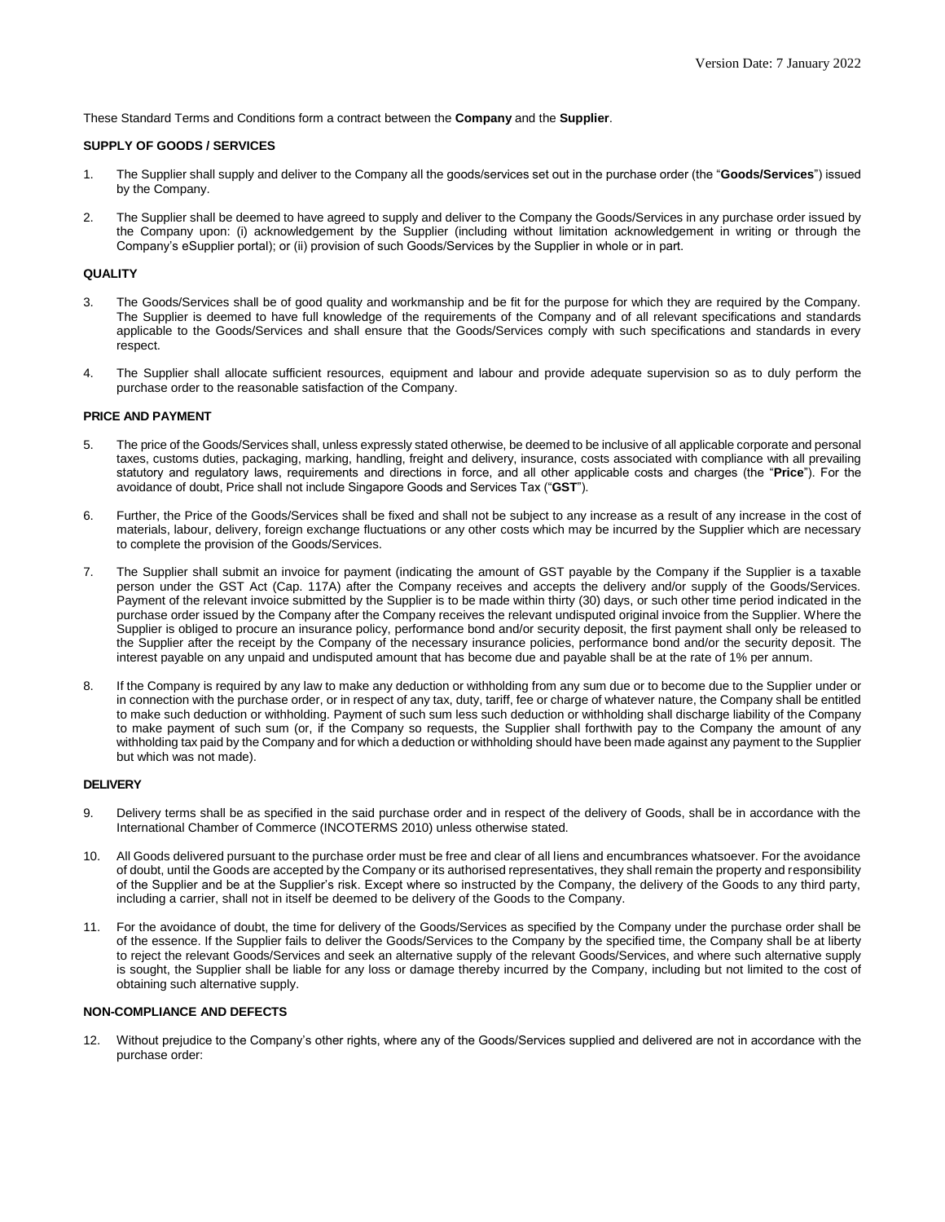Version Date: 7 January 2022

These Standard Terms and Conditions form a contract between the **Company** and the **Supplier**.

**SUPPLY OF GOODS / SERVICES**

1. The Supplier shall supply and deliver to the Company all the goods/services set out in the purchase order (the "**Goods/Services**") issued by the Company.

2. The Supplier shall be deemed to have agreed to supply and deliver to the Company the Goods/Services in any purchase order issued by the Company upon: (i) acknowledgement by the Supplier (including without limitation acknowledgement in writing or through the Company's eSupplier portal); or (ii) provision of such Goods/Services by the Supplier in whole or in part.

**QUALITY**

3. The Goods/Services shall be of good quality and workmanship and be fit for the purpose for which they are required by the Company. The Supplier is deemed to have full knowledge of the requirements of the Company and of all relevant specifications and standards applicable to the Goods/Services and shall ensure that the Goods/Services comply with such specifications and standards in every respect.

4. The Supplier shall allocate sufficient resources, equipment and labour and provide adequate supervision so as to duly perform the purchase order to the reasonable satisfaction of the Company.

**PRICE AND PAYMENT**

5. The price of the Goods/Services shall, unless expressly stated otherwise, be deemed to be inclusive of all applicable corporate and personal taxes, customs duties, packaging, marking, handling, freight and delivery, insurance, costs associated with compliance with all prevailing statutory and regulatory laws, requirements and directions in force, and all other applicable costs and charges (the "**Price**"). For the avoidance of doubt, Price shall not include Singapore Goods and Services Tax ("**GST**").

6. Further, the Price of the Goods/Services shall be fixed and shall not be subject to any increase as a result of any increase in the cost of materials, labour, delivery, foreign exchange fluctuations or any other costs which may be incurred by the Supplier which are necessary to complete the provision of the Goods/Services.

7. The Supplier shall submit an invoice for payment (indicating the amount of GST payable by the Company if the Supplier is a taxable person under the GST Act (Cap. 117A) after the Company receives and accepts the delivery and/or supply of the Goods/Services. Payment of the relevant invoice submitted by the Supplier is to be made within thirty (30) days, or such other time period indicated in the purchase order issued by the Company after the Company receives the relevant undisputed original invoice from the Supplier. Where the Supplier is obliged to procure an insurance policy, performance bond and/or security deposit, the first payment shall only be released to the Supplier after the receipt by the Company of the necessary insurance policies, performance bond and/or the security deposit. The interest payable on any unpaid and undisputed amount that has become due and payable shall be at the rate of 1% per annum.

8. If the Company is required by any law to make any deduction or withholding from any sum due or to become due to the Supplier under or in connection with the purchase order, or in respect of any tax, duty, tariff, fee or charge of whatever nature, the Company shall be entitled to make such deduction or withholding. Payment of such sum less such deduction or withholding shall discharge liability of the Company to make payment of such sum (or, if the Company so requests, the Supplier shall forthwith pay to the Company the amount of any withholding tax paid by the Company and for which a deduction or withholding should have been made against any payment to the Supplier but which was not made).

**DELIVERY**

9. Delivery terms shall be as specified in the said purchase order and in respect of the delivery of Goods, shall be in accordance with the International Chamber of Commerce (INCOTERMS 2010) unless otherwise stated.

10. All Goods delivered pursuant to the purchase order must be free and clear of all liens and encumbrances whatsoever. For the avoidance of doubt, until the Goods are accepted by the Company or its authorised representatives, they shall remain the property and responsibility of the Supplier and be at the Supplier's risk. Except where so instructed by the Company, the delivery of the Goods to any third party, including a carrier, shall not in itself be deemed to be delivery of the Goods to the Company.

11. For the avoidance of doubt, the time for delivery of the Goods/Services as specified by the Company under the purchase order shall be of the essence. If the Supplier fails to deliver the Goods/Services to the Company by the specified time, the Company shall be at liberty to reject the relevant Goods/Services and seek an alternative supply of the relevant Goods/Services, and where such alternative supply is sought, the Supplier shall be liable for any loss or damage thereby incurred by the Company, including but not limited to the cost of obtaining such alternative supply.

**NON-COMPLIANCE AND DEFECTS**

12. Without prejudice to the Company's other rights, where any of the Goods/Services supplied and delivered are not in accordance with the purchase order: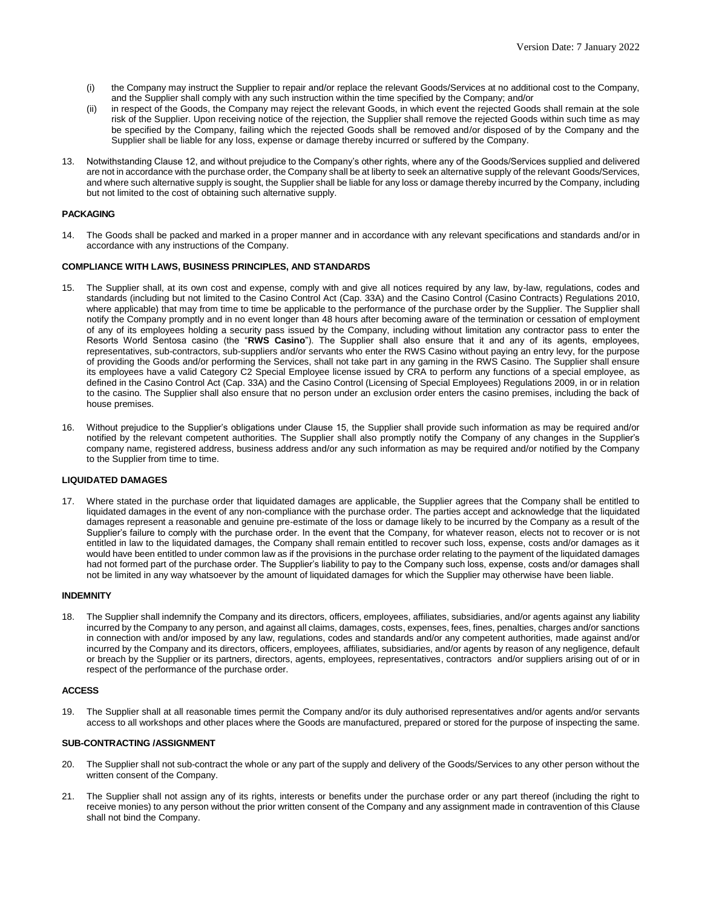(i) the Company may instruct the Supplier to repair and/or replace the relevant Goods/Services at no additional cost to the Company, and the Supplier shall comply with any such instruction within the time specified by the Company; and/or

(ii) in respect of the Goods, the Company may reject the relevant Goods, in which event the rejected Goods shall remain at the sole risk of the Supplier. Upon receiving notice of the rejection, the Supplier shall remove the rejected Goods within such time as may be specified by the Company, failing which the rejected Goods shall be removed and/or disposed of by the Company and the Supplier shall be liable for any loss, expense or damage thereby incurred or suffered by the Company.

13. Notwithstanding Clause 12, and without prejudice to the Company's other rights, where any of the Goods/Services supplied and delivered are not in accordance with the purchase order, the Company shall be at liberty to seek an alternative supply of the relevant Goods/Services, and where such alternative supply is sought, the Supplier shall be liable for any loss or damage thereby incurred by the Company, including but not limited to the cost of obtaining such alternative supply.

**PACKAGING**

14. The Goods shall be packed and marked in a proper manner and in accordance with any relevant specifications and standards and/or in accordance with any instructions of the Company.

**COMPLIANCE WITH LAWS, BUSINESS PRINCIPLES, AND STANDARDS**

15. The Supplier shall, at its own cost and expense, comply with and give all notices required by any law, by-law, regulations, codes and standards (including but not limited to the Casino Control Act (Cap. 33A) and the Casino Control (Casino Contracts) Regulations 2010, where applicable) that may from time to time be applicable to the performance of the purchase order by the Supplier. The Supplier shall notify the Company promptly and in no event longer than 48 hours after becoming aware of the termination or cessation of employment of any of its employees holding a security pass issued by the Company, including without limitation any contractor pass to enter the Resorts World Sentosa casino (the "**RWS Casino**"). The Supplier shall also ensure that it and any of its agents, employees, representatives, sub-contractors, sub-suppliers and/or servants who enter the RWS Casino without paying an entry levy, for the purpose of providing the Goods and/or performing the Services, shall not take part in any gaming in the RWS Casino. The Supplier shall ensure its employees have a valid Category C2 Special Employee license issued by CRA to perform any functions of a special employee, as defined in the Casino Control Act (Cap. 33A) and the Casino Control (Licensing of Special Employees) Regulations 2009, in or in relation to the casino. The Supplier shall also ensure that no person under an exclusion order enters the casino premises, including the back of house premises.

16. Without prejudice to the Supplier's obligations under Clause 15, the Supplier shall provide such information as may be required and/or notified by the relevant competent authorities. The Supplier shall also promptly notify the Company of any changes in the Supplier's company name, registered address, business address and/or any such information as may be required and/or notified by the Company to the Supplier from time to time.

**LIQUIDATED DAMAGES**

17. Where stated in the purchase order that liquidated damages are applicable, the Supplier agrees that the Company shall be entitled to liquidated damages in the event of any non-compliance with the purchase order. The parties accept and acknowledge that the liquidated damages represent a reasonable and genuine pre-estimate of the loss or damage likely to be incurred by the Company as a result of the Supplier's failure to comply with the purchase order. In the event that the Company, for whatever reason, elects not to recover or is not entitled in law to the liquidated damages, the Company shall remain entitled to recover such loss, expense, costs and/or damages as it would have been entitled to under common law as if the provisions in the purchase order relating to the payment of the liquidated damages had not formed part of the purchase order. The Supplier's liability to pay to the Company such loss, expense, costs and/or damages shall not be limited in any way whatsoever by the amount of liquidated damages for which the Supplier may otherwise have been liable.

**INDEMNITY**

18. The Supplier shall indemnify the Company and its directors, officers, employees, affiliates, subsidiaries, and/or agents against any liability incurred by the Company to any person, and against all claims, damages, costs, expenses, fees, fines, penalties, charges and/or sanctions in connection with and/or imposed by any law, regulations, codes and standards and/or any competent authorities, made against and/or incurred by the Company and its directors, officers, employees, affiliates, subsidiaries, and/or agents by reason of any negligence, default or breach by the Supplier or its partners, directors, agents, employees, representatives, contractors and/or suppliers arising out of or in respect of the performance of the purchase order.

**ACCESS**

19. The Supplier shall at all reasonable times permit the Company and/or its duly authorised representatives and/or agents and/or servants access to all workshops and other places where the Goods are manufactured, prepared or stored for the purpose of inspecting the same.

**SUB-CONTRACTING /ASSIGNMENT**

20. The Supplier shall not sub-contract the whole or any part of the supply and delivery of the Goods/Services to any other person without the written consent of the Company.

21. The Supplier shall not assign any of its rights, interests or benefits under the purchase order or any part thereof (including the right to receive monies) to any person without the prior written consent of the Company and any assignment made in contravention of this Clause shall not bind the Company.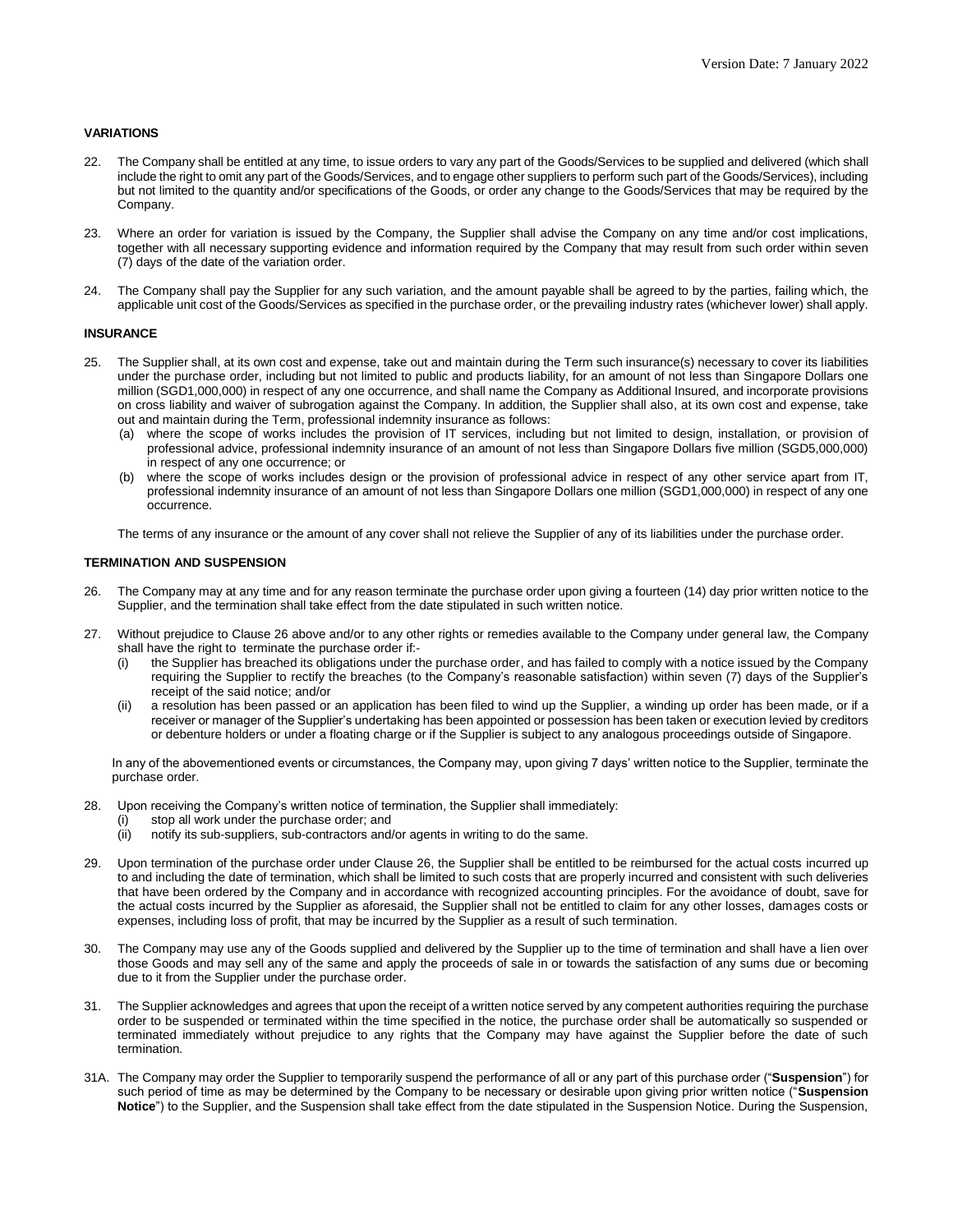**VARIATIONS**

22. The Company shall be entitled at any time, to issue orders to vary any part of the Goods/Services to be supplied and delivered (which shall include the right to omit any part of the Goods/Services, and to engage other suppliers to perform such part of the Goods/Services), including but not limited to the quantity and/or specifications of the Goods, or order any change to the Goods/Services that may be required by the Company.

23. Where an order for variation is issued by the Company, the Supplier shall advise the Company on any time and/or cost implications, together with all necessary supporting evidence and information required by the Company that may result from such order within seven (7) days of the date of the variation order.

24. The Company shall pay the Supplier for any such variation, and the amount payable shall be agreed to by the parties, failing which, the applicable unit cost of the Goods/Services as specified in the purchase order, or the prevailing industry rates (whichever lower) shall apply.

**INSURANCE**

25. The Supplier shall, at its own cost and expense, take out and maintain during the Term such insurance(s) necessary to cover its liabilities under the purchase order, including but not limited to public and products liability, for an amount of not less than Singapore Dollars one million (SGD1,000,000) in respect of any one occurrence, and shall name the Company as Additional Insured, and incorporate provisions on cross liability and waiver of subrogation against the Company. In addition, the Supplier shall also, at its own cost and expense, take out and maintain during the Term, professional indemnity insurance as follows:
    (a) where the scope of works includes the provision of IT services, including but not limited to design, installation, or provision of professional advice, professional indemnity insurance of an amount of not less than Singapore Dollars five million (SGD5,000,000) in respect of any one occurrence; or
    (b) where the scope of works includes design or the provision of professional advice in respect of any other service apart from IT, professional indemnity insurance of an amount of not less than Singapore Dollars one million (SGD1,000,000) in respect of any one occurrence.

    The terms of any insurance or the amount of any cover shall not relieve the Supplier of any of its liabilities under the purchase order.

**TERMINATION AND SUSPENSION**

26. The Company may at any time and for any reason terminate the purchase order upon giving a fourteen (14) day prior written notice to the Supplier, and the termination shall take effect from the date stipulated in such written notice.

27. Without prejudice to Clause 26 above and/or to any other rights or remedies available to the Company under general law, the Company shall have the right to terminate the purchase order if:-
    (i) the Supplier has breached its obligations under the purchase order, and has failed to comply with a notice issued by the Company requiring the Supplier to rectify the breaches (to the Company's reasonable satisfaction) within seven (7) days of the Supplier's receipt of the said notice; and/or
    (ii) a resolution has been passed or an application has been filed to wind up the Supplier, a winding up order has been made, or if a receiver or manager of the Supplier's undertaking has been appointed or possession has been taken or execution levied by creditors or debenture holders or under a floating charge or if the Supplier is subject to any analogous proceedings outside of Singapore.

    In any of the abovementioned events or circumstances, the Company may, upon giving 7 days' written notice to the Supplier, terminate the purchase order.

28. Upon receiving the Company's written notice of termination, the Supplier shall immediately:
    (i) stop all work under the purchase order; and
    (ii) notify its sub-suppliers, sub-contractors and/or agents in writing to do the same.

29. Upon termination of the purchase order under Clause 26, the Supplier shall be entitled to be reimbursed for the actual costs incurred up to and including the date of termination, which shall be limited to such costs that are properly incurred and consistent with such deliveries that have been ordered by the Company and in accordance with recognized accounting principles. For the avoidance of doubt, save for the actual costs incurred by the Supplier as aforesaid, the Supplier shall not be entitled to claim for any other losses, damages costs or expenses, including loss of profit, that may be incurred by the Supplier as a result of such termination.

30. The Company may use any of the Goods supplied and delivered by the Supplier up to the time of termination and shall have a lien over those Goods and may sell any of the same and apply the proceeds of sale in or towards the satisfaction of any sums due or becoming due to it from the Supplier under the purchase order.

31. The Supplier acknowledges and agrees that upon the receipt of a written notice served by any competent authorities requiring the purchase order to be suspended or terminated within the time specified in the notice, the purchase order shall be automatically so suspended or terminated immediately without prejudice to any rights that the Company may have against the Supplier before the date of such termination.

31A. The Company may order the Supplier to temporarily suspend the performance of all or any part of this purchase order ("**Suspension**") for such period of time as may be determined by the Company to be necessary or desirable upon giving prior written notice ("**Suspension Notice**") to the Supplier, and the Suspension shall take effect from the date stipulated in the Suspension Notice. During the Suspension,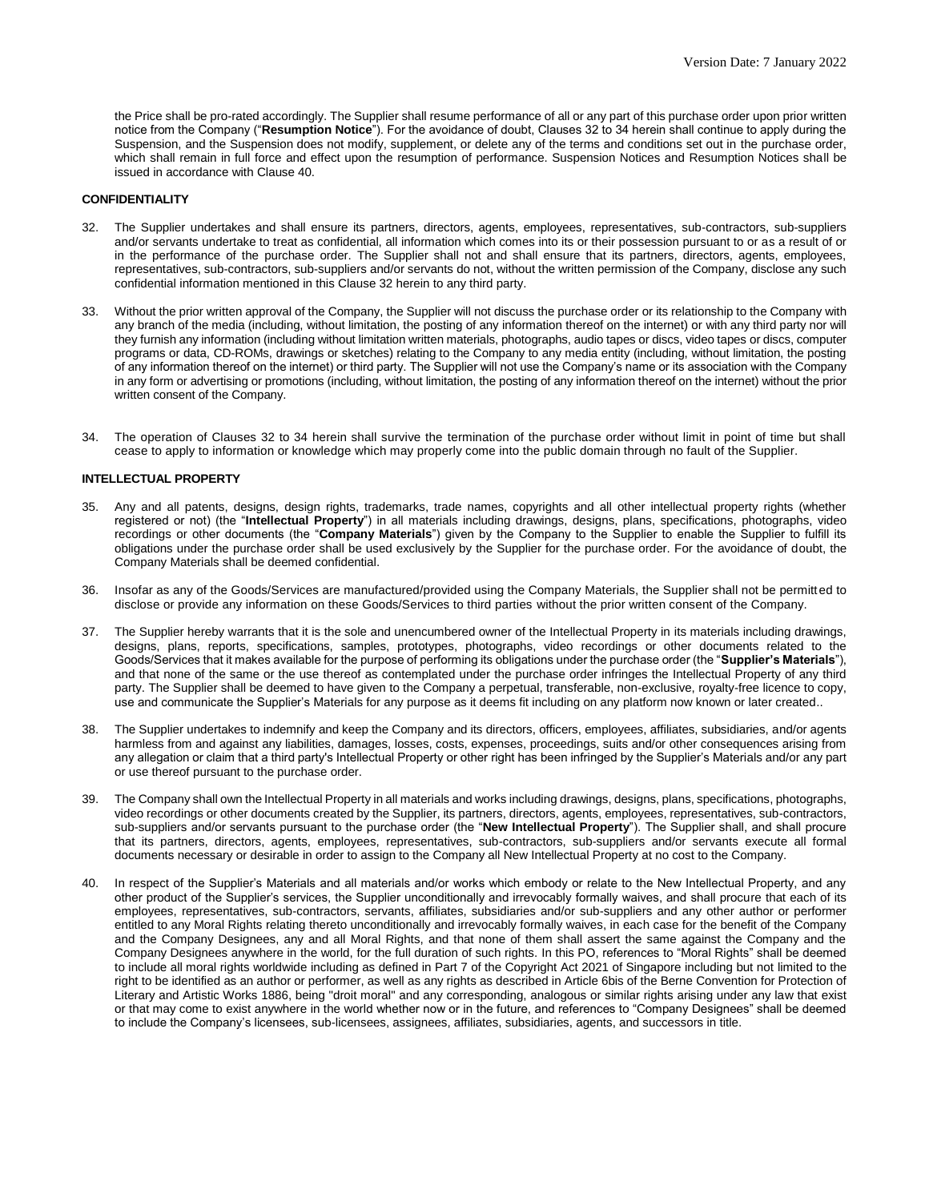the Price shall be pro-rated accordingly. The Supplier shall resume performance of all or any part of this purchase order upon prior written notice from the Company ("**Resumption Notice**"). For the avoidance of doubt, Clauses 32 to 34 herein shall continue to apply during the Suspension, and the Suspension does not modify, supplement, or delete any of the terms and conditions set out in the purchase order, which shall remain in full force and effect upon the resumption of performance. Suspension Notices and Resumption Notices shall be issued in accordance with Clause 40.

**CONFIDENTIALITY**

32. The Supplier undertakes and shall ensure its partners, directors, agents, employees, representatives, sub-contractors, sub-suppliers and/or servants undertake to treat as confidential, all information which comes into its or their possession pursuant to or as a result of or in the performance of the purchase order. The Supplier shall not and shall ensure that its partners, directors, agents, employees, representatives, sub-contractors, sub-suppliers and/or servants do not, without the written permission of the Company, disclose any such confidential information mentioned in this Clause 32 herein to any third party.

33. Without the prior written approval of the Company, the Supplier will not discuss the purchase order or its relationship to the Company with any branch of the media (including, without limitation, the posting of any information thereof on the internet) or with any third party nor will they furnish any information (including without limitation written materials, photographs, audio tapes or discs, video tapes or discs, computer programs or data, CD-ROMs, drawings or sketches) relating to the Company to any media entity (including, without limitation, the posting of any information thereof on the internet) or third party. The Supplier will not use the Company's name or its association with the Company in any form or advertising or promotions (including, without limitation, the posting of any information thereof on the internet) without the prior written consent of the Company.

34. The operation of Clauses 32 to 34 herein shall survive the termination of the purchase order without limit in point of time but shall cease to apply to information or knowledge which may properly come into the public domain through no fault of the Supplier.

**INTELLECTUAL PROPERTY**

35. Any and all patents, designs, design rights, trademarks, trade names, copyrights and all other intellectual property rights (whether registered or not) (the "**Intellectual Property**") in all materials including drawings, designs, plans, specifications, photographs, video recordings or other documents (the "**Company Materials**") given by the Company to the Supplier to enable the Supplier to fulfill its obligations under the purchase order shall be used exclusively by the Supplier for the purchase order. For the avoidance of doubt, the Company Materials shall be deemed confidential.

36. Insofar as any of the Goods/Services are manufactured/provided using the Company Materials, the Supplier shall not be permitted to disclose or provide any information on these Goods/Services to third parties without the prior written consent of the Company.

37. The Supplier hereby warrants that it is the sole and unencumbered owner of the Intellectual Property in its materials including drawings, designs, plans, reports, specifications, samples, prototypes, photographs, video recordings or other documents related to the Goods/Services that it makes available for the purpose of performing its obligations under the purchase order (the "**Supplier's Materials**"), and that none of the same or the use thereof as contemplated under the purchase order infringes the Intellectual Property of any third party. The Supplier shall be deemed to have given to the Company a perpetual, transferable, non-exclusive, royalty-free licence to copy, use and communicate the Supplier's Materials for any purpose as it deems fit including on any platform now known or later created..

38. The Supplier undertakes to indemnify and keep the Company and its directors, officers, employees, affiliates, subsidiaries, and/or agents harmless from and against any liabilities, damages, losses, costs, expenses, proceedings, suits and/or other consequences arising from any allegation or claim that a third party's Intellectual Property or other right has been infringed by the Supplier's Materials and/or any part or use thereof pursuant to the purchase order.

39. The Company shall own the Intellectual Property in all materials and works including drawings, designs, plans, specifications, photographs, video recordings or other documents created by the Supplier, its partners, directors, agents, employees, representatives, sub-contractors, sub-suppliers and/or servants pursuant to the purchase order (the "**New Intellectual Property**"). The Supplier shall, and shall procure that its partners, directors, agents, employees, representatives, sub-contractors, sub-suppliers and/or servants execute all formal documents necessary or desirable in order to assign to the Company all New Intellectual Property at no cost to the Company.

40. In respect of the Supplier's Materials and all materials and/or works which embody or relate to the New Intellectual Property, and any other product of the Supplier's services, the Supplier unconditionally and irrevocably formally waives, and shall procure that each of its employees, representatives, sub-contractors, servants, affiliates, subsidiaries and/or sub-suppliers and any other author or performer entitled to any Moral Rights relating thereto unconditionally and irrevocably formally waives, in each case for the benefit of the Company and the Company Designees, any and all Moral Rights, and that none of them shall assert the same against the Company and the Company Designees anywhere in the world, for the full duration of such rights. In this PO, references to "Moral Rights" shall be deemed to include all moral rights worldwide including as defined in Part 7 of the Copyright Act 2021 of Singapore including but not limited to the right to be identified as an author or performer, as well as any rights as described in Article 6bis of the Berne Convention for Protection of Literary and Artistic Works 1886, being "droit moral" and any corresponding, analogous or similar rights arising under any law that exist or that may come to exist anywhere in the world whether now or in the future, and references to "Company Designees" shall be deemed to include the Company's licensees, sub-licensees, assignees, affiliates, subsidiaries, agents, and successors in title.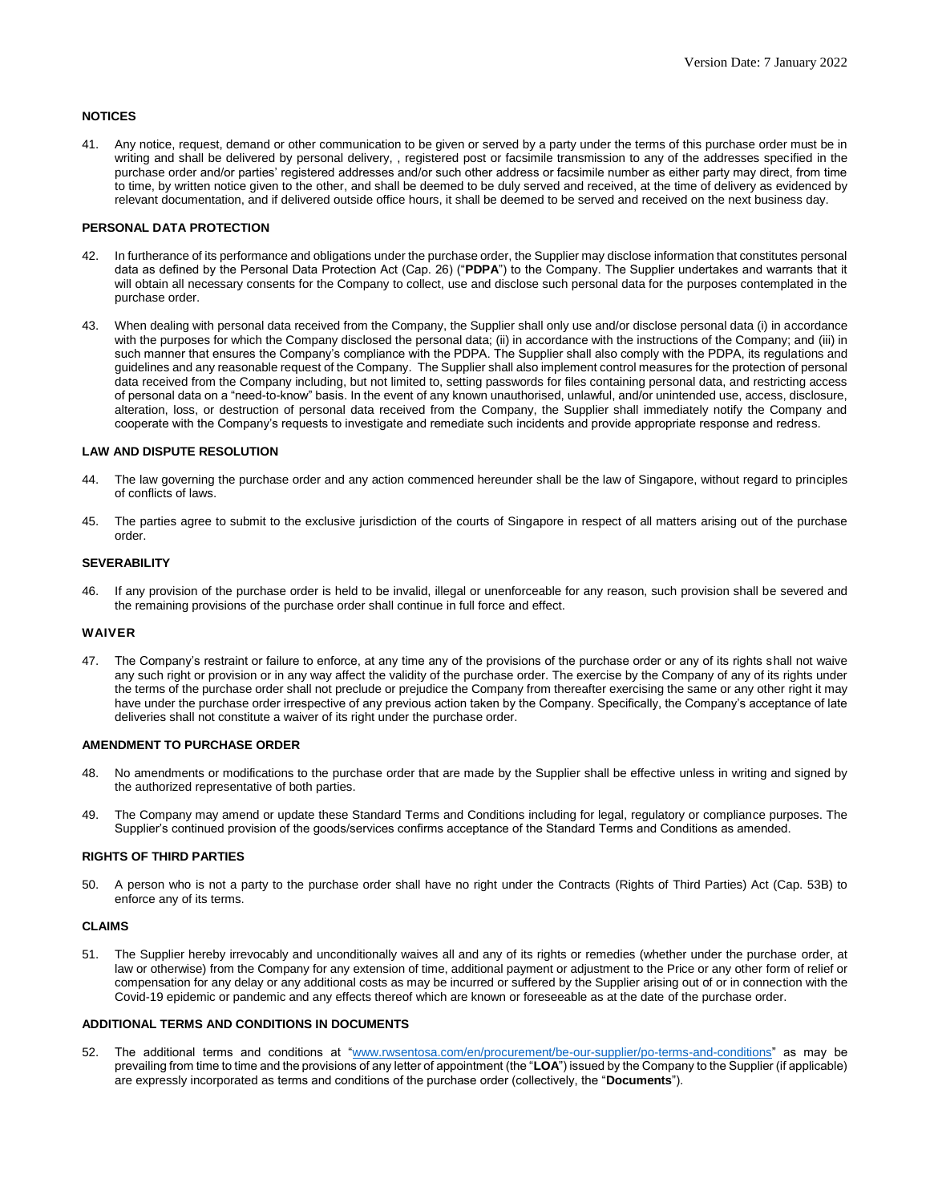## NOTICES

41. Any notice, request, demand or other communication to be given or served by a party under the terms of this purchase order must be in writing and shall be delivered by personal delivery, , registered post or facsimile transmission to any of the addresses specified in the purchase order and/or parties' registered addresses and/or such other address or facsimile number as either party may direct, from time to time, by written notice given to the other, and shall be deemed to be duly served and received, at the time of delivery as evidenced by relevant documentation, and if delivered outside office hours, it shall be deemed to be served and received on the next business day.

## PERSONAL DATA PROTECTION

42. In furtherance of its performance and obligations under the purchase order, the Supplier may disclose information that constitutes personal data as defined by the Personal Data Protection Act (Cap. 26) ("**PDPA**") to the Company. The Supplier undertakes and warrants that it will obtain all necessary consents for the Company to collect, use and disclose such personal data for the purposes contemplated in the purchase order.

43. When dealing with personal data received from the Company, the Supplier shall only use and/or disclose personal data (i) in accordance with the purposes for which the Company disclosed the personal data; (ii) in accordance with the instructions of the Company; and (iii) in such manner that ensures the Company's compliance with the PDPA. The Supplier shall also comply with the PDPA, its regulations and guidelines and any reasonable request of the Company. The Supplier shall also implement control measures for the protection of personal data received from the Company including, but not limited to, setting passwords for files containing personal data, and restricting access of personal data on a "need-to-know" basis. In the event of any known unauthorised, unlawful, and/or unintended use, access, disclosure, alteration, loss, or destruction of personal data received from the Company, the Supplier shall immediately notify the Company and cooperate with the Company's requests to investigate and remediate such incidents and provide appropriate response and redress.

## LAW AND DISPUTE RESOLUTION

44. The law governing the purchase order and any action commenced hereunder shall be the law of Singapore, without regard to principles of conflicts of laws.

45. The parties agree to submit to the exclusive jurisdiction of the courts of Singapore in respect of all matters arising out of the purchase order.

## SEVERABILITY

46. If any provision of the purchase order is held to be invalid, illegal or unenforceable for any reason, such provision shall be severed and the remaining provisions of the purchase order shall continue in full force and effect.

## WAIVER

47. The Company's restraint or failure to enforce, at any time any of the provisions of the purchase order or any of its rights shall not waive any such right or provision or in any way affect the validity of the purchase order. The exercise by the Company of any of its rights under the terms of the purchase order shall not preclude or prejudice the Company from thereafter exercising the same or any other right it may have under the purchase order irrespective of any previous action taken by the Company. Specifically, the Company's acceptance of late deliveries shall not constitute a waiver of its right under the purchase order.

## AMENDMENT TO PURCHASE ORDER

48. No amendments or modifications to the purchase order that are made by the Supplier shall be effective unless in writing and signed by the authorized representative of both parties.

49. The Company may amend or update these Standard Terms and Conditions including for legal, regulatory or compliance purposes. The Supplier's continued provision of the goods/services confirms acceptance of the Standard Terms and Conditions as amended.

## RIGHTS OF THIRD PARTIES

50. A person who is not a party to the purchase order shall have no right under the Contracts (Rights of Third Parties) Act (Cap. 53B) to enforce any of its terms.

## CLAIMS

51. The Supplier hereby irrevocably and unconditionally waives all and any of its rights or remedies (whether under the purchase order, at law or otherwise) from the Company for any extension of time, additional payment or adjustment to the Price or any other form of relief or compensation for any delay or any additional costs as may be incurred or suffered by the Supplier arising out of or in connection with the Covid-19 epidemic or pandemic and any effects thereof which are known or foreseeable as at the date of the purchase order.

## ADDITIONAL TERMS AND CONDITIONS IN DOCUMENTS

52. The additional terms and conditions at "www.rwsentosa.com/en/procurement/be-our-supplier/po-terms-and-conditions" as may be prevailing from time to time and the provisions of any letter of appointment (the "**LOA**") issued by the Company to the Supplier (if applicable) are expressly incorporated as terms and conditions of the purchase order (collectively, the "**Documents**").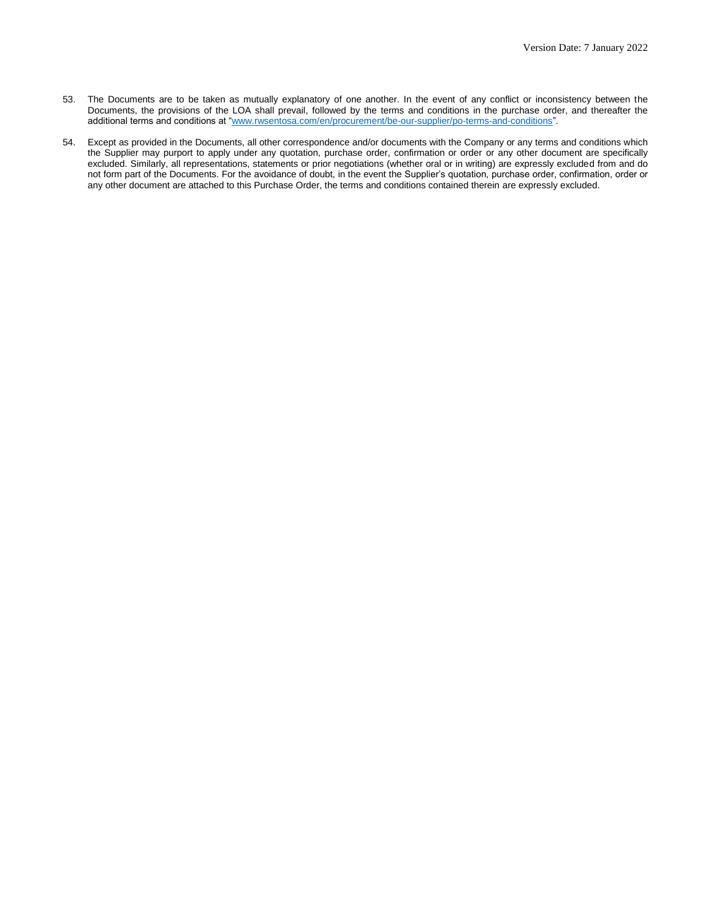53. The Documents are to be taken as mutually explanatory of one another. In the event of any conflict or inconsistency between the Documents, the provisions of the LOA shall prevail, followed by the terms and conditions in the purchase order, and thereafter the additional terms and conditions at "[www.rwsentosa.com/en/procurement/be-our-supplier/po-terms-and-conditions](http://www.rwsentosa.com/en/procurement/be-our-supplier/po-terms-and-conditions)".

54. Except as provided in the Documents, all other correspondence and/or documents with the Company or any terms and conditions which the Supplier may purport to apply under any quotation, purchase order, confirmation or order or any other document are specifically excluded. Similarly, all representations, statements or prior negotiations (whether oral or in writing) are expressly excluded from and do not form part of the Documents. For the avoidance of doubt, in the event the Supplier's quotation, purchase order, confirmation, order or any other document are attached to this Purchase Order, the terms and conditions contained therein are expressly excluded.